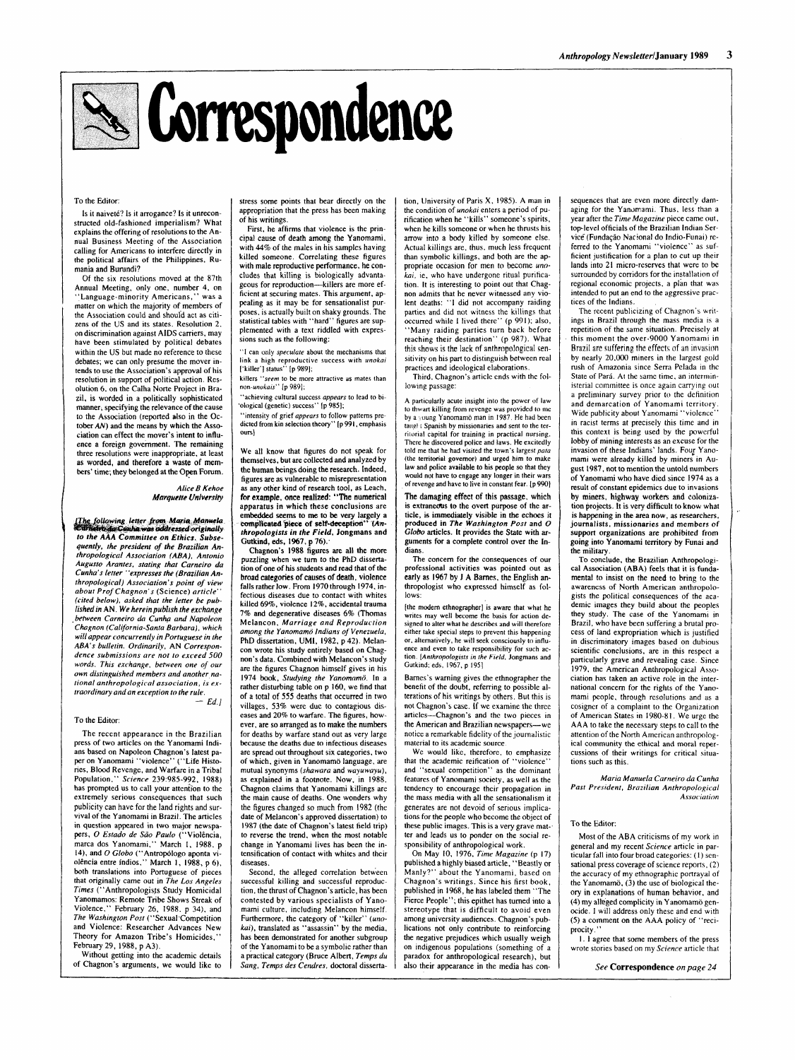# Correspondence

To the Editor:

Is it naiveté? Is it arrogance? Is it unreconstructed old-fashioned imperialism? What explains the offering of resolutions to the Annual Business Meeting of the Association calling for Americans to interfere directly in the political affairs of the Philippines, Rumania and Burundi?

Of the six resolutions moved at the 87th Annual Meeting, only one, number 4, on "Language-minority Americans," was a matter on which the majority of members of the Association could and should act as citizens of the US and its states. Resolution 2, on discrimination against AIDS carriers, may have been stimulated by political debates within the US but made no reference to these debates; we can only presume the mover intends to use the Association's approval of his resolution in support of political action. Resolution 6, on the Calha Norte Project in Brazil, is worded in a politically sophisticated manner, specifying the relevance of the cause to the Association (reported also in the October AN) and the means by which the Association can effect the mover's intent to influence a foreign government. The remaining three resolutions were inappropriate, at least as worded, and therefore a waste of members' time; they belonged at the Open Forum.

*Alice B Kehoe*
*Marquette University*

*[The following letter from Maria Manuela Carneiro da Cunha was addressed originally to the AAA Committee on Ethics. Subsequently, the president of the Brazilian Anthropological Association (ABA), Antonio Augusto Arantes, stating that Carneiro da Cunha's letter "expresses the (Brazilian Anthropological) Association's point of view about Prof Chagnon's (Science) article" (cited below), asked that the letter be published in AN. We herein publish the exchange between Carneiro da Cunha and Napoleon Chagnon (California-Santa Barbara), which will appear concurrently in Portuguese in the ABA's bulletin. Ordinarily, AN Correspondence submissions are not to exceed 500 words. This exchange, between one of our own distinguished members and another national anthropological association, is extraordinary and an exception to the rule.*
*— Ed.]*

To the Editor:

The recent appearance in the Brazilian press of two articles on the Yanomami Indians based on Napoleon Chagnon's latest paper on Yanomami "violence" ("Life Histories, Blood Revenge, and Warfare in a Tribal Population," *Science* 239:985-992, 1988) has prompted us to call your attention to the extremely serious consequences that such publicity can have for the land rights and survival of the Yanomami in Brazil. The articles in question appeared in two major newspapers, *O Estado de São Paulo* ("Violência, marca dos Yanomami," March 1, 1988, p 14), and *O Globo* ("Antropólogo aponta violência entre índios," March 1, 1988, p 6), both translations into Portuguese of pieces that originally came out in *The Los Angeles Times* ("Anthropologists Study Homicidal Yanomamos: Remote Tribe Shows Streak of Violence," February 26, 1988, p 34), and *The Washington Post* ("Sexual Competition and Violence: Researcher Advances New Theory for Amazon Tribe's Homicides," February 29, 1988, p A3).

Without getting into the academic details of Chagnon's arguments, we would like to stress some points that bear directly on the appropriation that the press has been making of his writings.

First, he affirms that violence is the principal cause of death among the Yanomami, with 44% of the males in his samples having killed someone. Correlating these figures with male reproductive performance, he concludes that killing is biologically advantageous for reproduction—killers are more efficient at securing mates. This argument, appealing as it may be for sensationalist purposes, is actually built on shaky grounds. The statistical tables with "hard" figures are supplemented with a text riddled with expressions such as the following:

> "I can only *speculate* about the mechanisms that link a high reproductive success with *unokai* ['killer'] status" [p 989];
>
> killers "*seem* to be more attractive as mates than non-*unokais*" [p 989];
>
> "achieving cultural success *appears* to lead to biological (genetic) success" [p 985];
>
> "intensity of grief *appears* to follow patterns predicted from kin selection theory" [p 991, emphasis ours]

We all know that figures do not speak for themselves, but are collected and analyzed by the human beings doing the research. Indeed, figures are as vulnerable to misrepresentation as any other kind of research tool, as Leach, for example, once realized: "The numerical apparatus in which these conclusions are embedded seems to me to be very largely a complicated piece of self-deception" (*Anthropologists in the Field*, Jongmans and Gutkind, eds, 1967, p 76).

Chagnon's 1988 figures are all the more puzzling when we turn to the PhD dissertation of one of his students and read that of the broad categories of causes of death, violence falls rather low. From 1970 through 1974, infectious diseases due to contact with whites killed 69%, violence 12%, accidental trauma 7% and degenerative diseases 6% (Thomas Melancon, *Marriage and Reproduction among the Yanomamö Indians of Venezuela*, PhD dissertation, UMI, 1982, p 42). Melancon wrote his study entirely based on Chagnon's data. Combined with Melancon's study are the figures Chagnon himself gives in his 1974 book, *Studying the Yanomamö*. In a rather disturbing table on p 160, we find that of a total of 555 deaths that occurred in two villages, 53% were due to contagious diseases and 20% to warfare. The figures, however, are so arranged as to make the numbers for deaths by warfare stand out as very large because the deaths due to infectious diseases are spread out throughout six categories, two of which, given in Yanomamö language, are mutual synonyms (*shawara* and *wayuwayu*), as explained in a footnote. Now, in 1988, Chagnon claims that Yanomami killings are the main cause of deaths. One wonders why the figures changed so much from 1982 (the date of Melancon's approved dissertation) to 1987 (the date of Chagnon's latest field trip) to reverse the trend, when the most notable change in Yanomami lives has been the intensification of contact with whites and their diseases.

Second, the alleged correlation between successful killing and successful reproduction, the thrust of Chagnon's article, has been contested by various specialists of Yanomami culture, including Melancon himself. Furthermore, the category of "killer" (*unokai*), translated as "assassin" by the media, has been demonstrated for another subgroup of the Yanomami to be a symbolic rather than a practical category (Bruce Albert, *Temps du Sang, Temps des Cendres*, doctoral dissertation, University of Paris X, 1985). A man in the condition of *unokai* enters a period of purification when he "kills" someone's spirits, when he kills someone or when he thrusts his arrow into a body killed by someone else. Actual killings are, thus, much less frequent than symbolic killings, and both are the appropriate occasion for men to become *unokai*, ie, who have undergone ritual purification. It is interesting to point out that Chagnon admits that he never witnessed any violent deaths: "I did not accompany raiding parties and did not witness the killings that occurred while I lived there" (p 991); also, "Many raiding parties turn back before reaching their destination" (p 987). What this shows is the lack of anthropological sensitivity on his part to distinguish between real practices and ideological elaborations.

Third, Chagnon's article ends with the following passage:

> A particularly acute insight into the power of law to thwart killing from revenge was provided to me by a young Yanomamö man in 1987. He had been taught Spanish by missionaries and sent to the territorial capital for training in practical nursing. There he discovered police and laws. He excitedly told me that he had visited the town's largest *pata* (the territorial governor) and urged him to make law and police available to his people so that they would not have to engage any longer in their wars of revenge and have to live in constant fear. [p 990]

The damaging effect of this passage, which is extraneous to the overt purpose of the article, is immediately visible in the echoes it produced in *The Washington Post* and *O Globo* articles. It provides the State with arguments for a complete control over the Indians.

The concern for the consequences of our professional activities was pointed out as early as 1967 by J A Barnes, the English anthropologist who expressed himself as follows:

> [the modern ethnographer] is aware that what he writes may well become the basis for action designed to alter what he describes and will therefore either take special steps to prevent this happening or, alternatively, he will seek consciously to influence and even to take responsibility for such action. [*Anthropologists in the Field*, Jongmans and Gutkind, eds, 1967, p 195]

Barnes's warning gives the ethnographer the benefit of the doubt, referring to possible alterations of his writings by others. But this is not Chagnon's case. If we examine the three articles—Chagnon's and the two pieces in the American and Brazilian newspapers—we notice a remarkable fidelity of the journalistic material to its academic source.

We would like, therefore, to emphasize that the academic reification of "violence" and "sexual competition" as the dominant features of Yanomami society, as well as the tendency to encourage their propagation in the mass media with all the sensationalism it generates are not devoid of serious implications for the people who become the object of these public images. This is a very grave matter and leads us to ponder on the social responsibility of anthropological work.

On May 10, 1976, *Time Magazine* (p 17) published a highly biased article, "Beastly or Manly?" about the Yanomami, based on Chagnon's writings. Since his first book, published in 1968, he has labeled them "The Fierce People"; this epithet has turned into a stereotype that is difficult to avoid even among university audiences. Chagnon's publications not only contribute to reinforcing the negative prejudices which usually weigh on indigenous populations (something of a paradox for anthropological research), but also their appearance in the media has consequences that are even more directly damaging for the Yanomami. Thus, less than a year after the *Time Magazine* piece came out, top-level officials of the Brazilian Indian Service (Fundação Nacional do Indio-Funai) referred to the Yanomami "violence" as sufficient justification for a plan to cut up their lands into 21 micro-reserves that were to be surrounded by corridors for the installation of regional economic projects, a plan that was intended to put an end to the aggressive practices of the Indians.

The recent publicizing of Chagnon's writings in Brazil through the mass media is a repetition of the same situation. Precisely at this moment the over-9000 Yanomami in Brazil are suffering the effects of an invasion by nearly 20,000 miners in the largest gold rush of Amazonia since Serra Pelada in the State of Pará. At the same time, an interministerial committee is once again carrying out a preliminary survey prior to the definition and demarcation of Yanomami territory. Wide publicity about Yanomami "violence" in racist terms at precisely this time and in this context is being used by the powerful lobby of mining interests as an excuse for the invasion of these Indians' lands. Four Yanomami were already killed by miners in August 1987, not to mention the untold numbers of Yanomami who have died since 1974 as a result of constant epidemics due to invasions by miners, highway workers and colonization projects. It is very difficult to know what is happening in the area now, as researchers, journalists, missionaries and members of support organizations are prohibited from going into Yanomami territory by Funai and the military.

To conclude, the Brazilian Anthropological Association (ABA) feels that it is fundamental to insist on the need to bring to the awareness of North American anthropologists the political consequences of the academic images they build about the peoples they study. The case of the Yanomami in Brazil, who have been suffering a brutal process of land expropriation which is justified in discriminatory images based on dubious scientific conclusions, are in this respect a particularly grave and revealing case. Since 1979, the American Anthropological Association has taken an active role in the international concern for the rights of the Yanomami people, through resolutions and as a cosigner of a complaint to the Organization of American States in 1980-81. We urge the AAA to take the necessary steps to call to the attention of the North American anthropological community the ethical and moral repercussions of their writings for critical situations such as this.

*Maria Manuela Carneiro da Cunha*
*Past President, Brazilian Anthropological Association*

To the Editor:

Most of the ABA criticisms of my work in general and my recent *Science* article in particular fall into four broad categories: (1) sensational press coverage of science reports, (2) the accuracy of my ethnographic portrayal of the Yanomamö, (3) the use of biological theory in explanations of human behavior, and (4) my alleged complicity in Yanomamö genocide. I will address only these and end with (5) a comment on the AAA policy of "reciprocity."

1. I agree that some members of the press wrote stories based on my *Science* article that

*See* **Correspondence** *on page 24*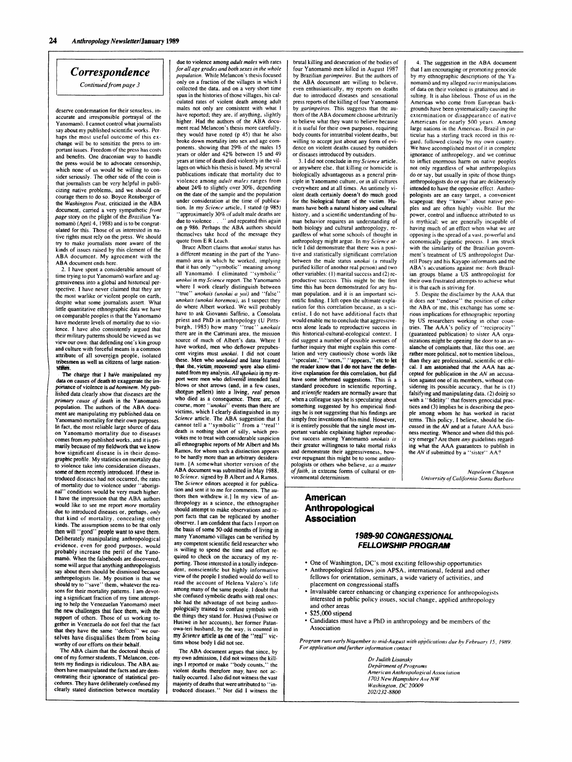## Correspondence

*Continued from page 3*

deserve condemnation for their senseless, inaccurate and irresponsible portrayal of the Yanomamö. I cannot control what journalists say about my published scientific works. Perhaps the most useful outcome of this exchange will be to sensitize the press to important issues. Freedom of the press has costs and benefits. One draconian way to handle the press would be to advocate censorship, which none of us would be willing to consider seriously. The other side of the coin is that journalists can be very helpful in publicizing native problems, and we should encourage them to do so. Boyce Rensberger of the *Washington Post*, criticized in the ABA document, carried a very sympathetic *front page* story on the plight of the *Brazilian* Yanomamö (April 4, 1988) and is to be congratulated for this. Those of us interested in native rights must rely on the press. We should try to make journalists more aware of the kinds of issues raised by this element of the ABA document. My agreement with the ABA document ends here.

2. I have spent a considerable amount of time trying to put Yanomamö warfare and aggressiveness into a global and historical perspective. I have never claimed that they are the most warlike or violent people on earth, despite what some journalists assert. What little quantitative ethnographic data we have on comparable peoples is that the Yanomamö have moderate levels of mortality due to violence. I have also consistently argued that their military patterns should be viewed as we view our own: that defending one's kin group and culture with forceful means is a common attribute of all sovereign people, isolated tribesmen as well as citizens of large nation-states.

The charge that I have manipulated my data on causes of death to exaggerate the importance of violence is *ad hominem*. My published data clearly show that diseases are the *primary cause of death* in the Yanomamö population. The authors of the ABA document are manipulating my published data on Yanomamö mortality for their own purposes. In fact, the most reliable large source of data on Yanomamö mortality due to diseases comes from *my* published works, and it is primarily because of my fieldwork that we know how significant disease is in their demographic profile. My statistics on mortality due to violence take into consideration diseases, some of them recently introduced. If these introduced diseases had not occurred, the rates of mortality due to violence under "aboriginal" conditions would be very much higher. I have the impression that the ABA authors would like to see me report *more* mortality due to introduced diseases or, perhaps, *only* that kind of mortality, concealing other kinds. The assumption seems to be that only then will "good" people want to save them. Deliberately manipulating anthropological evidence, even for good purposes, would probably increase the peril of the Yanomamö. When the falsehoods are discovered, some will argue that anything anthropologists say about them should be dismissed because anthropologists lie. My position is that we should try to "save" them, whatever the reasons for their mortality patterns. I am devoting a significant fraction of my time attempting to help the Venezuelan Yanomamö meet the new challenges that face them, with the support of others. Those of us working together in Venezuela do not feel that the fact that they have the same "defects" we ourselves have disqualifies them from being worthy of our efforts on their behalf.

The ABA claim that the doctoral thesis of one of my former students, T Melancon, contests my findings is ridiculous. The ABA authors have manipulated the facts and are demonstrating their ignorance of statistical procedures. They have deliberately confused my clearly stated distinction between mortality due to violence among *adult males* with rates *for all age grades and both sexes in the whole population*. While Melancon's thesis focused only on a fraction of the villages in which I collected the data, and on a very short time span in the histories of those villages, his calculated rates of violent death among adult males not only are consistent with what I have reported; they are, if anything, slightly higher. Had the authors of the ABA document read Melancon's thesis more carefully, they would have noted (p 45) that he also broke down mortality into sex and age components, showing that 29% of the males 15 years or older and 42% between 15 and 49 years at time of death died violently in the villages on which his thesis is based. My several publications indicate that mortality due to violence among *adult males* ranges from about 24% to slightly over 30%, depending on the date of the sample and the population under consideration at the time of publication. In my *Science* article, I stated (p 985) "approximately 30% of adult male deaths are due to violence . . ." and repeated this again on p 986. Perhaps the ABA authors should themselves take heed of the message they quote from E R Leach.

Bruce Albert claims that *unokai* status has a different meaning in the part of the Yanomamö area in which he worked, implying that it has only "symbolic" meaning among all Yanomamö. I eliminated "symbolic" *unokai* in my *Science* report. The Yanomamö where I work clearly distinguish between "true" *unokais (unokai a yai)* and "false" *unokais (unokai horemou)*, as I suspect they do where Albert worked. We will probably have to ask Giovanni Saffirio, a Consolata priest and PhD in anthropology (U Pittsburgh, 1985) how many "true" *unokais* there are in the Catrimani area, the mission source of much of Albert's data. Where I have worked, men who deflower prepubescent virgins must *unokai*. I did not count these. Men who *unokaied* and later learned that the victim recovered were also eliminated from my analysis. *All unokais* in my report were men who delivered intended fatal blows or shot arrows (and, in a few cases, shotgun pellets) into a living, *real* person who died as a consequence. There are, of course, more "*unokai*" events than there are victims, which I clearly distinguished in my *Science* article. The ABA suggestion that I cannot tell a "symbolic" from a "real" death is nothing short of silly, which provokes me to treat with considerable suspicion all ethnographic reports of Mr Albert and Ms Ramos, for whom such a distinction appears to be hardly more than an arbitrary desideratum. [A somewhat shorter version of the ABA document was submitted in May 1988, to *Science*, signed by B Albert and A Ramos. The *Science* editors accepted it for publication and sent it to me for comments. The authors then withdrew it.] In my view of anthropology as a science, the ethnographer should attempt to make observations and report facts that can be replicated by another observer. I am confident that facts I report on the basis of some 50-odd months of living in many Yanomamö villages can be verified by any competent scientific field researcher who is willing to spend the time and effort required to check on the accuracy of my reporting. Those interested in a totally independent, nonscientific but highly informative view of the people I studied would do well to read the account of Helena Valero's life among many of the same people. I doubt that she confused symbolic deaths with real ones: she had the advantage of not being anthropologically trained to confuse symbols with the things they stand for. Husiwä (Fusiwe or Husiwe in her accounts), her former Patanowa-teri husband, by the way, is counted in my *Science* article as one of the "real" victims whose body I did not see.

The ABA document argues that since, by my own admission, I did not witness the killings I reported or make "body counts," the violent deaths therefore may have not actually occurred. I also did not witness the vast majority of deaths that were attributed to "introduced diseases." Nor did I witness the brutal killing and desecration of the bodies of four Yanomamö men killed in August 1987 by Brazilian *garimpeiros*. But the authors of the ABA document are willing to believe, even enthusiastically, my reports on deaths due to introduced diseases and sensational press reports of the killing of four Yanomamö by *garimpeiros*. This suggests that the authors of the ABA document choose arbitrarily to believe what they want to believe because it is useful for their own purposes, requiring body counts for intratribal violent deaths, but willing to accept just about any form of evidence on violent deaths caused by outsiders or diseases introduced by outsiders.

3. I did not conclude in my *Science* article, or anywhere else, that killing or homicide is biologically advantageous as a general principle in Yanomamö culture, or in all cultures everywhere and at all times. An untimely violent death certainly doesn't do much good for the biological future of the victim. Humans have both a natural history and cultural history, and a scientific understanding of human behavior requires an understanding of both biology and cultural anthropology, regardless of what some schools of thought in anthropology might argue. In my *Science* article I did demonstrate that there was a positive and statistically significant correlation between the male status *unokai* (a ritually purified killer of another real person) and two other variables: (1) marital success and (2) reproductive success. This might be the first time this has been demonstrated for any human population, and it is an important scientific finding. I left open the ultimate explanation for this correlation because, as a scientist, I do not have additional facts that would enable me to conclude that aggressiveness alone leads to reproductive success in this historical-cultural-ecological context. I did suggest a number of possible avenues of further inquiry that might explain this correlation and very cautiously chose words like "speculate," "seem," "appears," etc to let the reader know that I do not have the definitive explanation for this correlation, but did have some informed suggestions. This is a standard procedure in scientific reporting, and *scientific* readers are normally aware that when a colleague says he is speculating about something suggested by his empirical findings he is not suggesting that his findings are simply free inventions of his mind. However, it is entirely possible that the single most important variable explaining higher reproductive success among Yanomamö *unokais is* their greater willingness to take mortal risks and demonstrate their aggressiveness, however repugnant this might be to some anthropologists or others who believe, *as a matter of faith*, in extreme forms of cultural or environmental determinism.

4. The suggestion in the ABA document that I am encouraging or promoting genocide by my ethnographic descriptions of the Yanomamö and my alleged *racist* manipulations of data on their violence is gratuitous and insulting. It is also libelous. Those of us in the Americas who come from European backgrounds have been systematically causing the extermination or disappearance of native Americans for nearly 500 years. Among large nations in the Americas, Brazil in particular has a sterling track record in this regard, followed closely by my own country. We have accomplished most of it in complete ignorance of anthropology, and we continue to inflict enormous harm on native peoples not only regardless of what anthropologists do or say, but usually in spite of those things anthropologists do or say that are deliberately intended to have the opposite effect. Anthropologists are an easy target, a convenient scapegoat: they "know" about native peoples and are often highly visible. But the power, control and influence attributed to us is mythical: we are generally incapable of having much of an effect when what we are opposing is the spread of a vast, powerful and economically gigantic process. I am struck with the similarity of the Brazilian government's treatment of US anthropologist Darrell Posey and his Kayapo informants and the ABA's accusations against me: *both* Brazilian groups blame a US anthropologist for their own frustrated attempts to achieve what it is that each is striving for.

5. Despite the disclaimer by the AAA that it does not "endorse" the position of either the ABA or me, this exchange has some serious implications for ethnographic reporting by US researchers working in other countries. The AAA's policy of "reciprocity" (guaranteed publication) to sister AA organizations might be opening the door to an avalanche of complaints that, like this one, are rather more political, not to mention libelous, than they are professional, scientific or ethical. I am astonished that the AAA has accepted for publication in the *AN* an accusation against one of its members, without considering its possible accuracy, that he is (1) falsifying and manipulating data, (2) doing so with a "fidelity" that fosters genocidal practices and (3) implies he is describing the people among whom he has worked in racist terms. This policy, I believe, should be discussed in the *AN* and at a future AAA business meeting. Whence and when did this policy emerge? Are there *any* guidelines regarding what the AAA guarantees to publish in the *AN* if submitted by a "sister" AA?

*Napoleon Chagnon*
*University of California-Santa Barbara*

## American Anthropological Association

### 1989-90 CONGRESSIONAL FELLOWSHIP PROGRAM

- One of Washington, DC's most exciting fellowship opportunities
- Anthropological fellows join APSA, international, federal and other fellows for orientation, seminars, a wide variety of activities, and placement on congressional staffs
- Invaluable career enhancing or changing experience for anthropologists interested in public policy issues, social change, applied anthropology and other areas
- $25,000 stipend
- Candidates must have a PhD in anthropology and be members of the Association

*Program runs early November to mid-August with applications due by February 15, 1989. For application and further information contact*

*Dr Judith Lisansky*
*Department of Programs*
*American Anthropological Association*
*1703 New Hampshire Ave NW*
*Washington, DC 20009*
*202/232-8800*